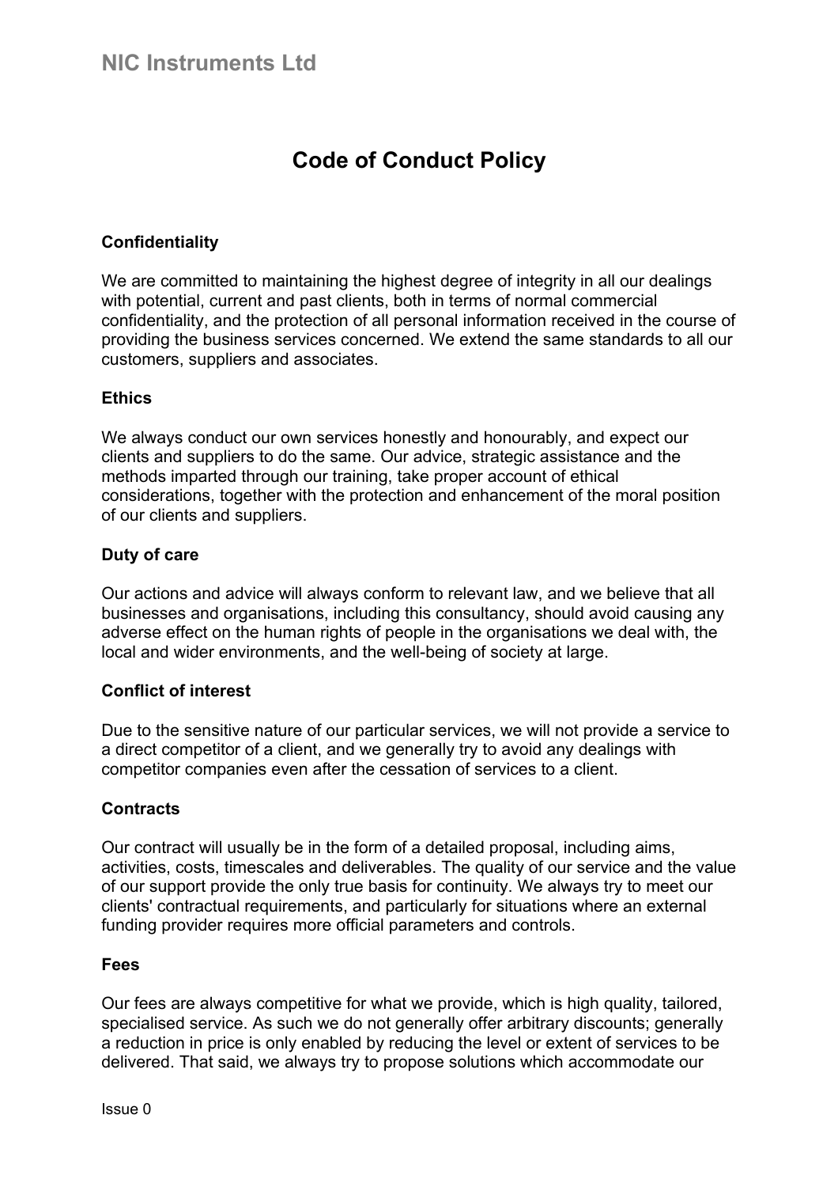# NIC Instruments Ltd

## Code of Conduct Policy

### Confidentiality

We are committed to maintaining the highest degree of integrity in all our dealings with potential, current and past clients, both in terms of normal commercial confidentiality, and the protection of all personal information received in the course of providing the business services concerned. We extend the same standards to all our customers, suppliers and associates.

### Ethics

We always conduct our own services honestly and honourably, and expect our clients and suppliers to do the same. Our advice, strategic assistance and the methods imparted through our training, take proper account of ethical considerations, together with the protection and enhancement of the moral position of our clients and suppliers.

### Duty of care

Our actions and advice will always conform to relevant law, and we believe that all businesses and organisations, including this consultancy, should avoid causing any adverse effect on the human rights of people in the organisations we deal with, the local and wider environments, and the well-being of society at large.

### Conflict of interest

Due to the sensitive nature of our particular services, we will not provide a service to a direct competitor of a client, and we generally try to avoid any dealings with competitor companies even after the cessation of services to a client.

### Contracts

Our contract will usually be in the form of a detailed proposal, including aims, activities, costs, timescales and deliverables. The quality of our service and the value of our support provide the only true basis for continuity. We always try to meet our clients' contractual requirements, and particularly for situations where an external funding provider requires more official parameters and controls.

### Fees

Our fees are always competitive for what we provide, which is high quality, tailored, specialised service. As such we do not generally offer arbitrary discounts; generally a reduction in price is only enabled by reducing the level or extent of services to be delivered. That said, we always try to propose solutions which accommodate our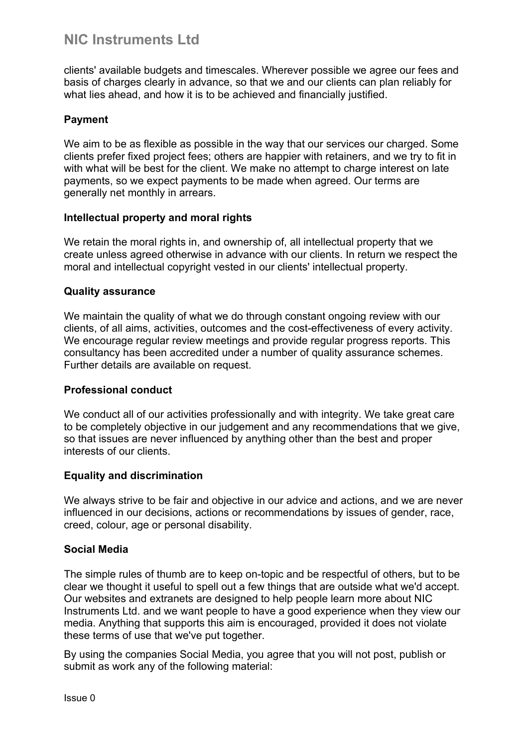clients' available budgets and timescales. Wherever possible we agree our fees and basis of charges clearly in advance, so that we and our clients can plan reliably for what lies ahead, and how it is to be achieved and financially justified.

**Payment**

We aim to be as flexible as possible in the way that our services our charged. Some clients prefer fixed project fees; others are happier with retainers, and we try to fit in with what will be best for the client. We make no attempt to charge interest on late payments, so we expect payments to be made when agreed. Our terms are generally net monthly in arrears.

**Intellectual property and moral rights**

We retain the moral rights in, and ownership of, all intellectual property that we create unless agreed otherwise in advance with our clients. In return we respect the moral and intellectual copyright vested in our clients' intellectual property.

**Quality assurance**

We maintain the quality of what we do through constant ongoing review with our clients, of all aims, activities, outcomes and the cost-effectiveness of every activity. We encourage regular review meetings and provide regular progress reports. This consultancy has been accredited under a number of quality assurance schemes. Further details are available on request.

**Professional conduct**

We conduct all of our activities professionally and with integrity. We take great care to be completely objective in our judgement and any recommendations that we give, so that issues are never influenced by anything other than the best and proper interests of our clients.

**Equality and discrimination**

We always strive to be fair and objective in our advice and actions, and we are never influenced in our decisions, actions or recommendations by issues of gender, race, creed, colour, age or personal disability.

**Social Media**

The simple rules of thumb are to keep on-topic and be respectful of others, but to be clear we thought it useful to spell out a few things that are outside what we'd accept. Our websites and extranets are designed to help people learn more about NIC Instruments Ltd. and we want people to have a good experience when they view our media. Anything that supports this aim is encouraged, provided it does not violate these terms of use that we've put together.

By using the companies Social Media, you agree that you will not post, publish or submit as work any of the following material: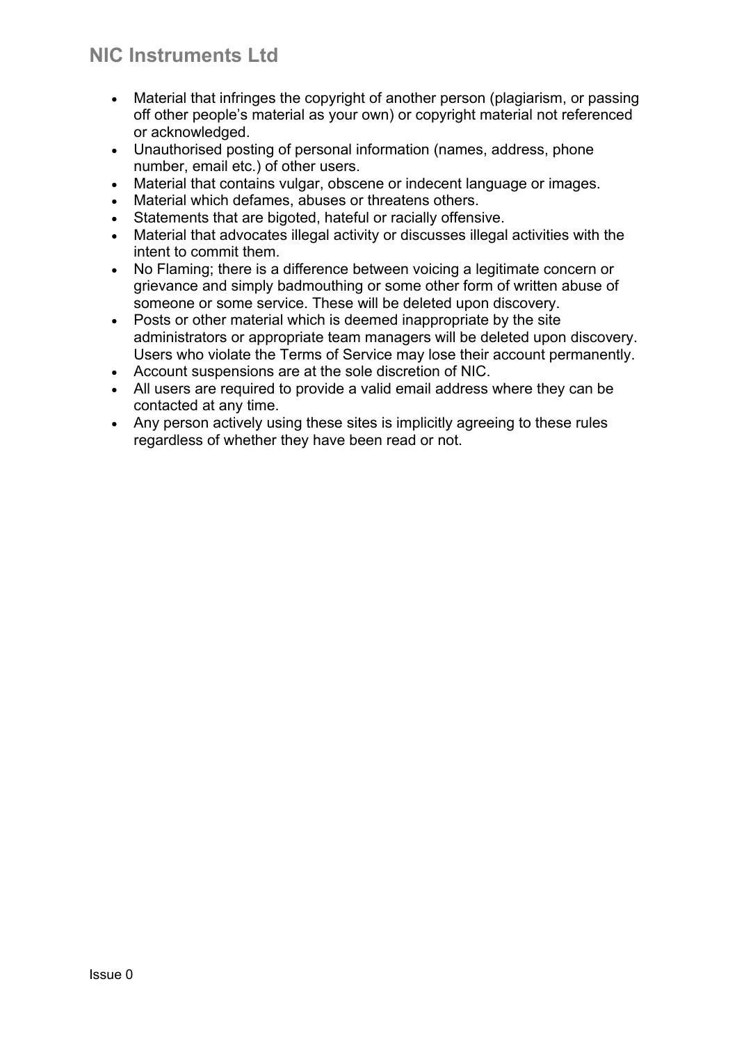- Material that infringes the copyright of another person (plagiarism, or passing off other people's material as your own) or copyright material not referenced or acknowledged.
- Unauthorised posting of personal information (names, address, phone number, email etc.) of other users.
- Material that contains vulgar, obscene or indecent language or images.
- Material which defames, abuses or threatens others.
- Statements that are bigoted, hateful or racially offensive.
- Material that advocates illegal activity or discusses illegal activities with the intent to commit them.
- No Flaming; there is a difference between voicing a legitimate concern or grievance and simply badmouthing or some other form of written abuse of someone or some service. These will be deleted upon discovery.
- Posts or other material which is deemed inappropriate by the site administrators or appropriate team managers will be deleted upon discovery. Users who violate the Terms of Service may lose their account permanently.
- Account suspensions are at the sole discretion of NIC.
- All users are required to provide a valid email address where they can be contacted at any time.
- Any person actively using these sites is implicitly agreeing to these rules regardless of whether they have been read or not.